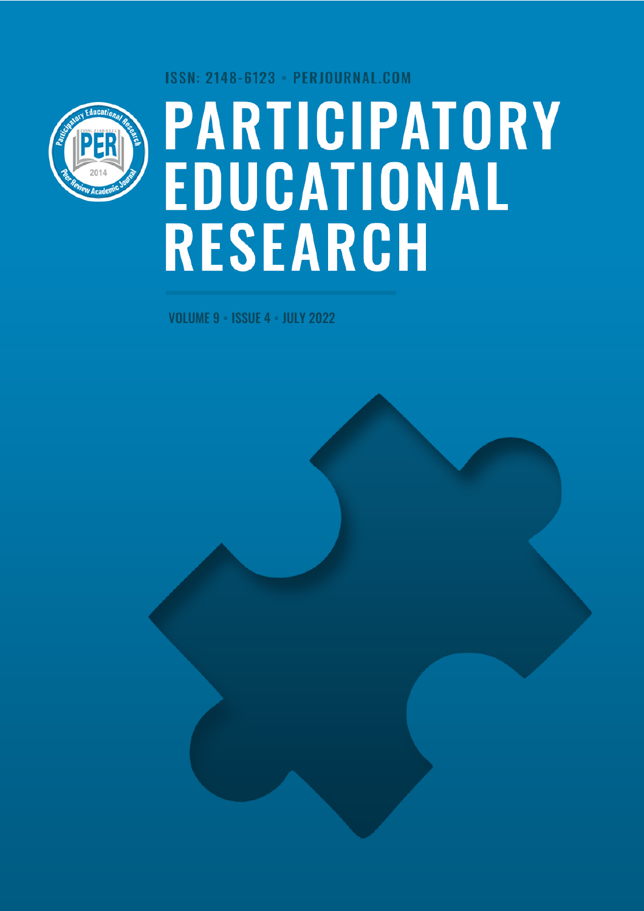ISSN: 2148-6123 • PERJOURNAL.COM

# PARTICIPATORY EDUCATIONAL RESEARCH

VOLUME 9 • ISSUE 4 • JULY 2022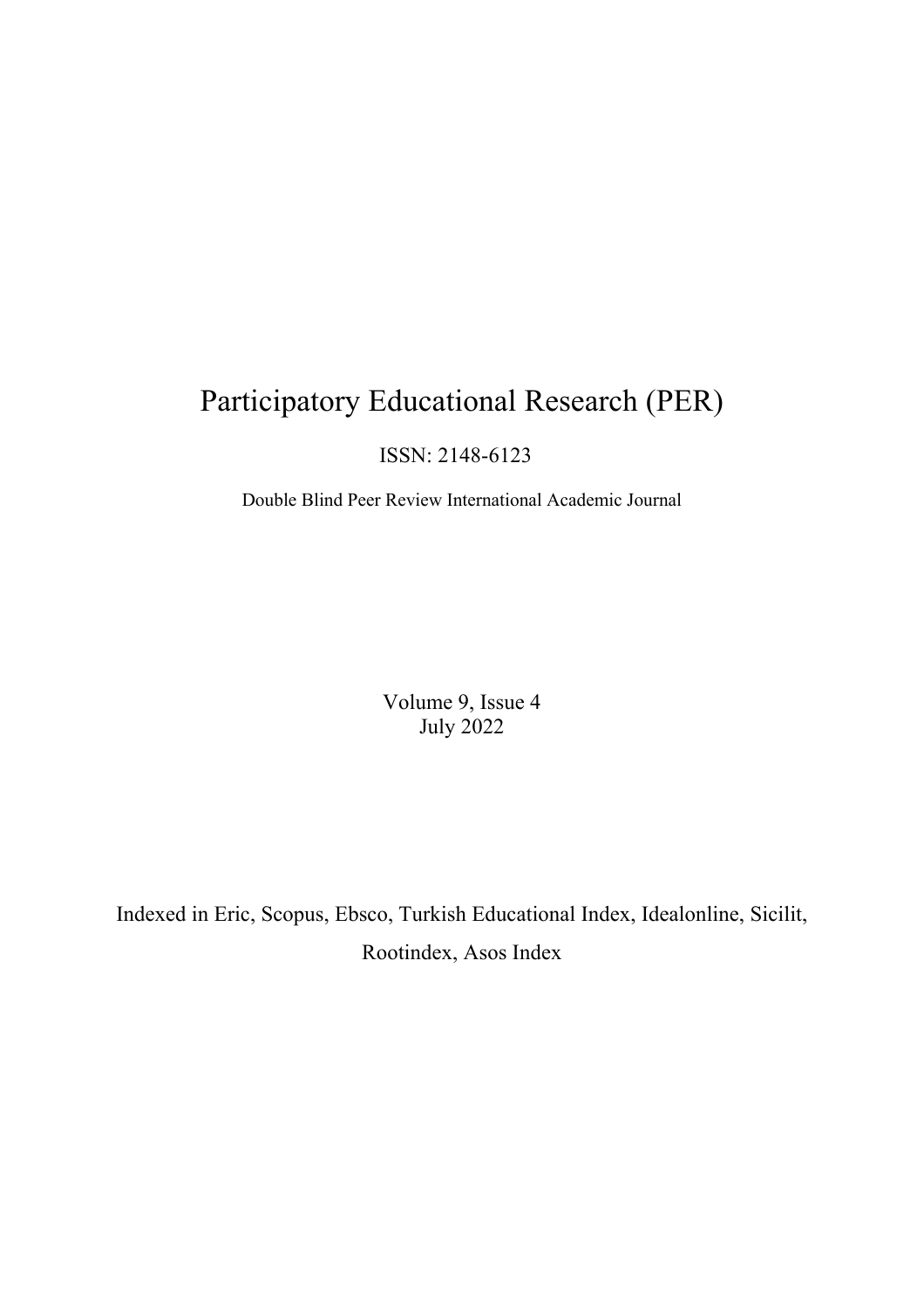# Participatory Educational Research (PER)

ISSN: 2148-6123

Double Blind Peer Review International Academic Journal

Volume 9, Issue 4
July 2022

Indexed in Eric, Scopus, Ebsco, Turkish Educational Index, Idealonline, Sicilit, Rootindex, Asos Index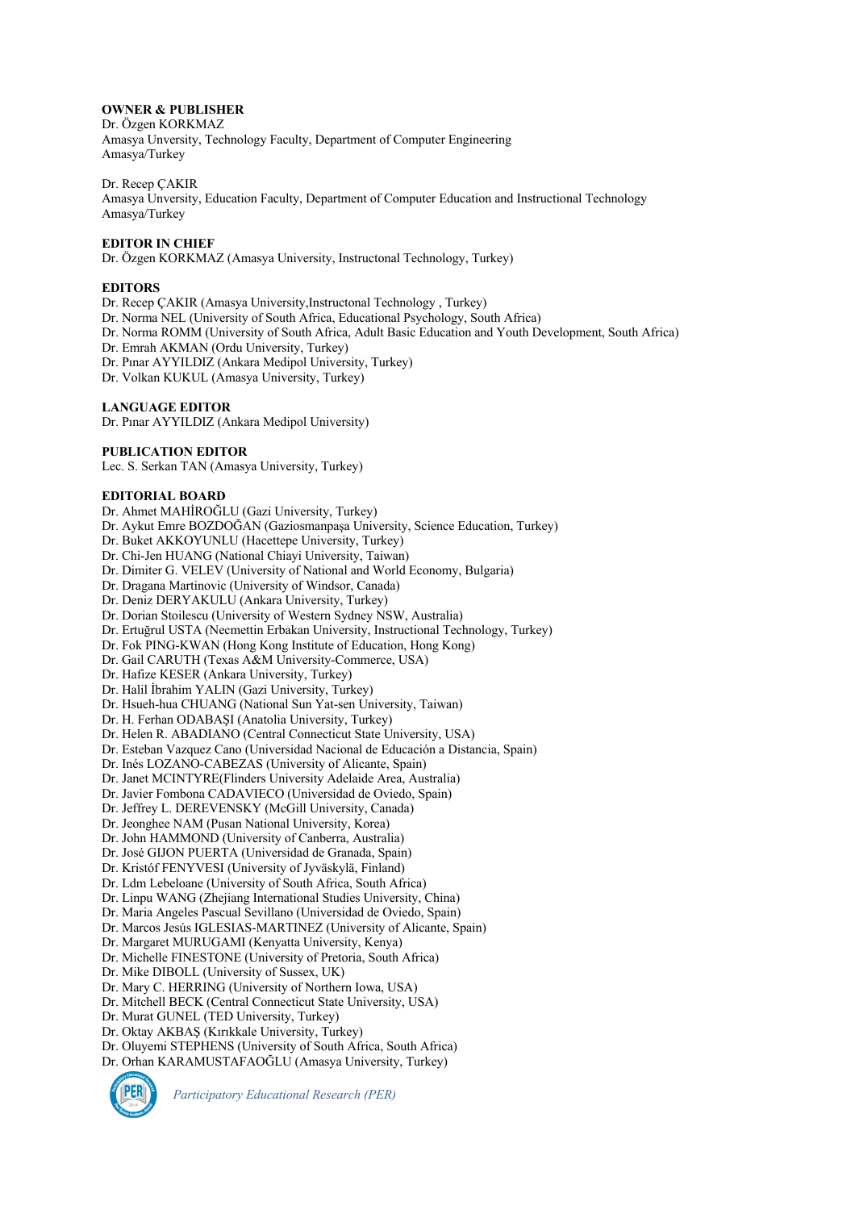**OWNER & PUBLISHER**

Dr. Özgen KORKMAZ
Amasya Unversity, Technology Faculty, Department of Computer Engineering
Amasya/Turkey

Dr. Recep ÇAKIR
Amasya Unversity, Education Faculty, Department of Computer Education and Instructional Technology
Amasya/Turkey

**EDITOR IN CHIEF**

Dr. Özgen KORKMAZ (Amasya University, Instructonal Technology, Turkey)

**EDITORS**

Dr. Recep ÇAKIR (Amasya University,Instructonal Technology , Turkey)
Dr. Norma NEL (University of South Africa, Educational Psychology, South Africa)
Dr. Norma ROMM (University of South Africa, Adult Basic Education and Youth Development, South Africa)
Dr. Emrah AKMAN (Ordu University, Turkey)
Dr. Pınar AYYILDIZ (Ankara Medipol University, Turkey)
Dr. Volkan KUKUL (Amasya University, Turkey)

**LANGUAGE EDITOR**

Dr. Pınar AYYILDIZ (Ankara Medipol University)

**PUBLICATION EDITOR**

Lec. S. Serkan TAN (Amasya University, Turkey)

**EDITORIAL BOARD**

Dr. Ahmet MAHİROĞLU (Gazi University, Turkey)
Dr. Aykut Emre BOZDOĞAN (Gaziosmanpaşa University, Science Education, Turkey)
Dr. Buket AKKOYUNLU (Hacettepe University, Turkey)
Dr. Chi-Jen HUANG (National Chiayi University, Taiwan)
Dr. Dimiter G. VELEV (University of National and World Economy, Bulgaria)
Dr. Dragana Martinovic (University of Windsor, Canada)
Dr. Deniz DERYAKULU (Ankara University, Turkey)
Dr. Dorian Stoilescu (University of Western Sydney NSW, Australia)
Dr. Ertuğrul USTA (Necmettin Erbakan University, Instructional Technology, Turkey)
Dr. Fok PING-KWAN (Hong Kong Institute of Education, Hong Kong)
Dr. Gail CARUTH (Texas A&M University-Commerce, USA)
Dr. Hafize KESER (Ankara University, Turkey)
Dr. Halil İbrahim YALIN (Gazi University, Turkey)
Dr. Hsueh-hua CHUANG (National Sun Yat-sen University, Taiwan)
Dr. H. Ferhan ODABAŞI (Anatolia University, Turkey)
Dr. Helen R. ABADIANO (Central Connecticut State University, USA)
Dr. Esteban Vazquez Cano (Universidad Nacional de Educación a Distancia, Spain)
Dr. Inés LOZANO-CABEZAS (University of Alicante, Spain)
Dr. Janet MCINTYRE(Flinders University Adelaide Area, Australia)
Dr. Javier Fombona CADAVIECO (Universidad de Oviedo, Spain)
Dr. Jeffrey L. DEREVENSKY (McGill University, Canada)
Dr. Jeonghee NAM (Pusan National University, Korea)
Dr. John HAMMOND (University of Canberra, Australia)
Dr. José GIJON PUERTA (Universidad de Granada, Spain)
Dr. Kristóf FENYVESI (University of Jyväskylä, Finland)
Dr. Ldm Lebeloane (University of South Africa, South Africa)
Dr. Linpu WANG (Zhejiang International Studies University, China)
Dr. Maria Angeles Pascual Sevillano (Universidad de Oviedo, Spain)
Dr. Marcos Jesús IGLESIAS-MARTINEZ (University of Alicante, Spain)
Dr. Margaret MURUGAMI (Kenyatta University, Kenya)
Dr. Michelle FINESTONE (University of Pretoria, South Africa)
Dr. Mike DIBOLL (University of Sussex, UK)
Dr. Mary C. HERRING (University of Northern Iowa, USA)
Dr. Mitchell BECK (Central Connecticut State University, USA)
Dr. Murat GUNEL (TED University, Turkey)
Dr. Oktay AKBAŞ (Kırıkkale University, Turkey)
Dr. Oluyemi STEPHENS (University of South Africa, South Africa)
Dr. Orhan KARAMUSTAFAOĞLU (Amasya University, Turkey)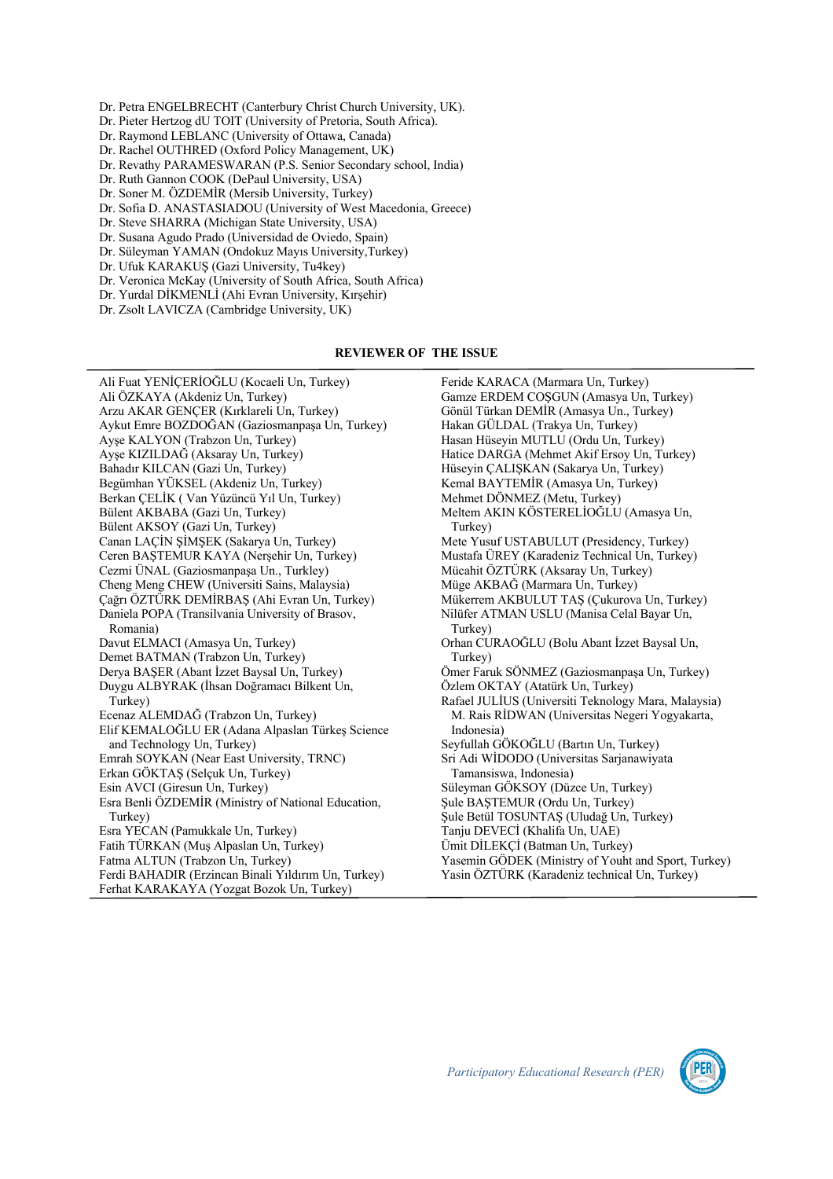Dr. Petra ENGELBRECHT (Canterbury Christ Church University, UK).
Dr. Pieter Hertzog dU TOIT (University of Pretoria, South Africa).
Dr. Raymond LEBLANC (University of Ottawa, Canada)
Dr. Rachel OUTHRED (Oxford Policy Management, UK)
Dr. Revathy PARAMESWARAN (P.S. Senior Secondary school, India)
Dr. Ruth Gannon COOK (DePaul University, USA)
Dr. Soner M. ÖZDEMİR (Mersib University, Turkey)
Dr. Sofia D. ANASTASIADOU (University of West Macedonia, Greece)
Dr. Steve SHARRA (Michigan State University, USA)
Dr. Susana Agudo Prado (Universidad de Oviedo, Spain)
Dr. Süleyman YAMAN (Ondokuz Mayıs University,Turkey)
Dr. Ufuk KARAKUŞ (Gazi University, Tu4key)
Dr. Veronica McKay (University of South Africa, South Africa)
Dr. Yurdal DİKMENLİ (Ahi Evran University, Kırşehir)
Dr. Zsolt LAVICZA (Cambridge University, UK)

**REVIEWER OF THE ISSUE**

Ali Fuat YENİÇERİOĞLU (Kocaeli Un, Turkey)
Ali ÖZKAYA (Akdeniz Un, Turkey)
Arzu AKAR GENÇER (Kırklareli Un, Turkey)
Aykut Emre BOZDOĞAN (Gaziosmanpaşa Un, Turkey)
Ayşe KALYON (Trabzon Un, Turkey)
Ayşe KIZILDAĞ (Aksaray Un, Turkey)
Bahadır KILCAN (Gazi Un, Turkey)
Begümhan YÜKSEL (Akdeniz Un, Turkey)
Berkan ÇELİK ( Van Yüzüncü Yıl Un, Turkey)
Bülent AKBABA (Gazi Un, Turkey)
Bülent AKSOY (Gazi Un, Turkey)
Canan LAÇİN ŞİMŞEK (Sakarya Un, Turkey)
Ceren BAŞTEMUR KAYA (Nerşehir Un, Turkey)
Cezmi ÜNAL (Gaziosmanpaşa Un., Turkley)
Cheng Meng CHEW (Universiti Sains, Malaysia)
Çağrı ÖZTÜRK DEMİRBAŞ (Ahi Evran Un, Turkey)
Daniela POPA (Transilvania University of Brasov, Romania)
Davut ELMACI (Amasya Un, Turkey)
Demet BATMAN (Trabzon Un, Turkey)
Derya BAŞER (Abant İzzet Baysal Un, Turkey)
Duygu ALBYRAK (İhsan Doğramacı Bilkent Un, Turkey)
Ecenaz ALEMDAĞ (Trabzon Un, Turkey)
Elif KEMALOĞLU ER (Adana Alpaslan Türkeş Science and Technology Un, Turkey)
Emrah SOYKAN (Near East University, TRNC)
Erkan GÖKTAŞ (Selçuk Un, Turkey)
Esin AVCI (Giresun Un, Turkey)
Esra Benli ÖZDEMİR (Ministry of National Education, Turkey)
Esra YECAN (Pamukkale Un, Turkey)
Fatih TÜRKAN (Muş Alpaslan Un, Turkey)
Fatma ALTUN (Trabzon Un, Turkey)
Ferdi BAHADIR (Erzincan Binali Yıldırım Un, Turkey)
Ferhat KARAKAYA (Yozgat Bozok Un, Turkey)
Feride KARACA (Marmara Un, Turkey)
Gamze ERDEM COŞGUN (Amasya Un, Turkey)
Gönül Türkan DEMİR (Amasya Un., Turkey)
Hakan GÜLDAL (Trakya Un, Turkey)
Hasan Hüseyin MUTLU (Ordu Un, Turkey)
Hatice DARGA (Mehmet Akif Ersoy Un, Turkey)
Hüseyin ÇALIŞKAN (Sakarya Un, Turkey)
Kemal BAYTEMİR (Amasya Un, Turkey)
Mehmet DÖNMEZ (Metu, Turkey)
Meltem AKIN KÖSTERELİOĞLU (Amasya Un, Turkey)
Mete Yusuf USTABULUT (Presidency, Turkey)
Mustafa ÜREY (Karadeniz Technical Un, Turkey)
Mücahit ÖZTÜRK (Aksaray Un, Turkey)
Müge AKBAĞ (Marmara Un, Turkey)
Mükerrem AKBULUT TAŞ (Çukurova Un, Turkey)
Nilüfer ATMAN USLU (Manisa Celal Bayar Un, Turkey)
Orhan CURAOĞLU (Bolu Abant İzzet Baysal Un, Turkey)
Ömer Faruk SÖNMEZ (Gaziosmanpaşa Un, Turkey)
Özlem OKTAY (Atatürk Un, Turkey)
Rafael JULİUS (Universiti Teknology Mara, Malaysia)
M. Rais RİDWAN (Universitas Negeri Yogyakarta, Indonesia)
Seyfullah GÖKOĞLU (Bartın Un, Turkey)
Sri Adi WİDODO (Universitas Sarjanawiyata Tamansiswa, Indonesia)
Süleyman GÖKSOY (Düzce Un, Turkey)
Şule BAŞTEMUR (Ordu Un, Turkey)
Şule Betül TOSUNTAŞ (Uludağ Un, Turkey)
Tanju DEVECİ (Khalifa Un, UAE)
Ümit DİLEKÇİ (Batman Un, Turkey)
Yasemin GÖDEK (Ministry of Youht and Sport, Turkey)
Yasin ÖZTÜRK (Karadeniz technical Un, Turkey)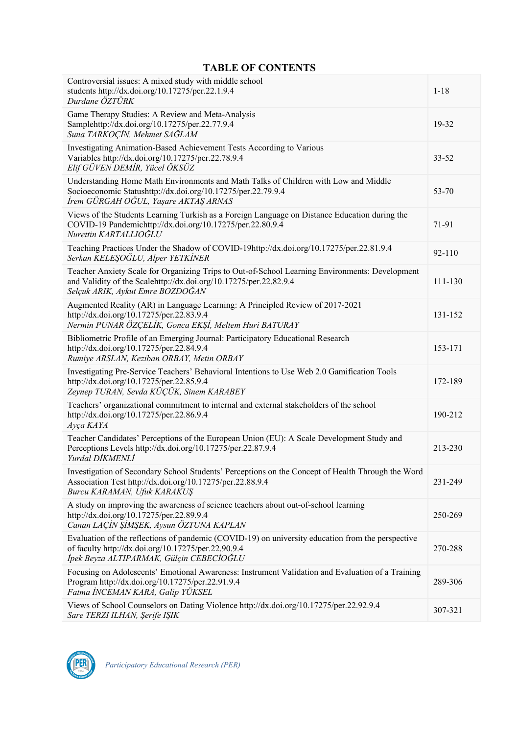# TABLE OF CONTENTS

| | |
|---|---|
| Controversial issues: A mixed study with middle school students http://dx.doi.org/10.17275/per.22.1.9.4 *Durdane ÖZTÜRK* | 1-18 |
| Game Therapy Studies: A Review and Meta-Analysis Samplehttp://dx.doi.org/10.17275/per.22.77.9.4 *Suna TARKOÇİN, Mehmet SAĞLAM* | 19-32 |
| Investigating Animation-Based Achievement Tests According to Various Variables http://dx.doi.org/10.17275/per.22.78.9.4 *Elif GÜVEN DEMİR, Yücel ÖKSÜZ* | 33-52 |
| Understanding Home Math Environments and Math Talks of Children with Low and Middle Socioeconomic Statushttp://dx.doi.org/10.17275/per.22.79.9.4 *İrem GÜRGAH OĞUL, Yaşare AKTAŞ ARNAS* | 53-70 |
| Views of the Students Learning Turkish as a Foreign Language on Distance Education during the COVID-19 Pandemichttp://dx.doi.org/10.17275/per.22.80.9.4 *Nurettin KARTALLIOĞLU* | 71-91 |
| Teaching Practices Under the Shadow of COVID-19http://dx.doi.org/10.17275/per.22.81.9.4 *Serkan KELEŞOĞLU, Alper YETKİNER* | 92-110 |
| Teacher Anxiety Scale for Organizing Trips to Out-of-School Learning Environments: Development and Validity of the Scalehttp://dx.doi.org/10.17275/per.22.82.9.4 *Selçuk ARIK, Aykut Emre BOZDOĞAN* | 111-130 |
| Augmented Reality (AR) in Language Learning: A Principled Review of 2017-2021 http://dx.doi.org/10.17275/per.22.83.9.4 *Nermin PUNAR ÖZÇELİK, Gonca EKŞİ, Meltem Huri BATURAY* | 131-152 |
| Bibliometric Profile of an Emerging Journal: Participatory Educational Research http://dx.doi.org/10.17275/per.22.84.9.4 *Rumiye ARSLAN, Keziban ORBAY, Metin ORBAY* | 153-171 |
| Investigating Pre-Service Teachers' Behavioral Intentions to Use Web 2.0 Gamification Tools http://dx.doi.org/10.17275/per.22.85.9.4 *Zeynep TURAN, Sevda KÜÇÜK, Sinem KARABEY* | 172-189 |
| Teachers' organizational commitment to internal and external stakeholders of the school http://dx.doi.org/10.17275/per.22.86.9.4 *Ayça KAYA* | 190-212 |
| Teacher Candidates' Perceptions of the European Union (EU): A Scale Development Study and Perceptions Levels http://dx.doi.org/10.17275/per.22.87.9.4 *Yurdal DİKMENLİ* | 213-230 |
| Investigation of Secondary School Students' Perceptions on the Concept of Health Through the Word Association Test http://dx.doi.org/10.17275/per.22.88.9.4 *Burcu KARAMAN, Ufuk KARAKUŞ* | 231-249 |
| A study on improving the awareness of science teachers about out-of-school learning http://dx.doi.org/10.17275/per.22.89.9.4 *Canan LAÇİN ŞİMŞEK, Aysun ÖZTUNA KAPLAN* | 250-269 |
| Evaluation of the reflections of pandemic (COVID-19) on university education from the perspective of faculty http://dx.doi.org/10.17275/per.22.90.9.4 *İpek Beyza ALTIPARMAK, Gülçin CEBECİOĞLU* | 270-288 |
| Focusing on Adolescents' Emotional Awareness: Instrument Validation and Evaluation of a Training Program http://dx.doi.org/10.17275/per.22.91.9.4 *Fatma İNCEMAN KARA, Galip YÜKSEL* | 289-306 |
| Views of School Counselors on Dating Violence http://dx.doi.org/10.17275/per.22.92.9.4 *Sare TERZI ILHAN, Şerife IŞIK* | 307-321 |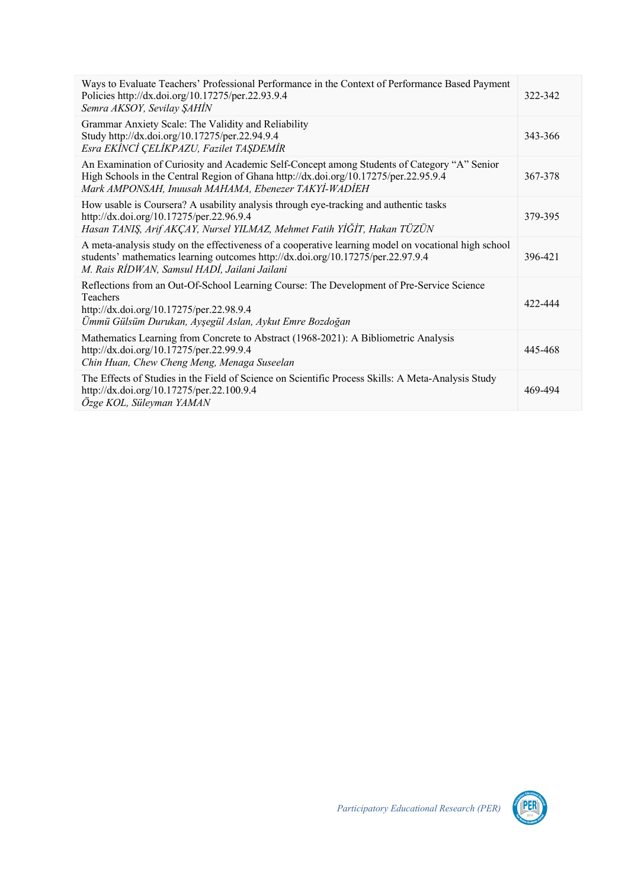| | |
|---|---|
| Ways to Evaluate Teachers' Professional Performance in the Context of Performance Based Payment Policies http://dx.doi.org/10.17275/per.22.93.9.4 *Semra AKSOY, Sevilay ŞAHİN* | 322-342 |
| Grammar Anxiety Scale: The Validity and Reliability Study http://dx.doi.org/10.17275/per.22.94.9.4 *Esra EKİNCİ ÇELİKPAZU, Fazilet TAŞDEMİR* | 343-366 |
| An Examination of Curiosity and Academic Self-Concept among Students of Category "A" Senior High Schools in the Central Region of Ghana http://dx.doi.org/10.17275/per.22.95.9.4 *Mark AMPONSAH, Inuusah MAHAMA, Ebenezer TAKYİ-WADİEH* | 367-378 |
| How usable is Coursera? A usability analysis through eye-tracking and authentic tasks http://dx.doi.org/10.17275/per.22.96.9.4 *Hasan TANIŞ, Arif AKÇAY, Nursel YILMAZ, Mehmet Fatih YİĞİT, Hakan TÜZÜN* | 379-395 |
| A meta-analysis study on the effectiveness of a cooperative learning model on vocational high school students' mathematics learning outcomes http://dx.doi.org/10.17275/per.22.97.9.4 *M. Rais RİDWAN, Samsul HADİ, Jailani Jailani* | 396-421 |
| Reflections from an Out-Of-School Learning Course: The Development of Pre-Service Science Teachers http://dx.doi.org/10.17275/per.22.98.9.4 *Ümmü Gülsüm Durukan, Ayşegül Aslan, Aykut Emre Bozdoğan* | 422-444 |
| Mathematics Learning from Concrete to Abstract (1968-2021): A Bibliometric Analysis http://dx.doi.org/10.17275/per.22.99.9.4 *Chin Huan, Chew Cheng Meng, Menaga Suseelan* | 445-468 |
| The Effects of Studies in the Field of Science on Scientific Process Skills: A Meta-Analysis Study http://dx.doi.org/10.17275/per.22.100.9.4 *Özge KOL, Süleyman YAMAN* | 469-494 |